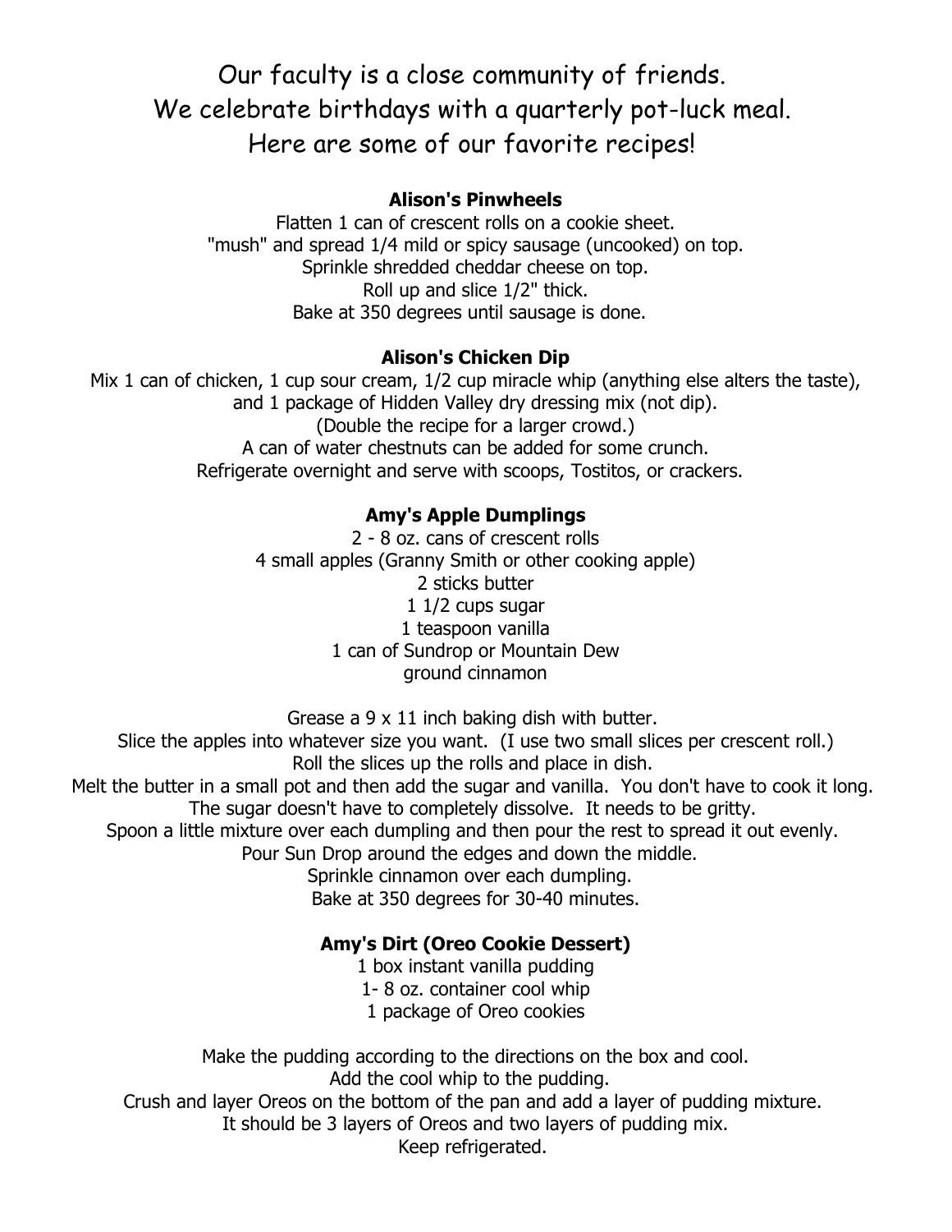Our faculty is a close community of friends.
We celebrate birthdays with a quarterly pot-luck meal.
Here are some of our favorite recipes!

**Alison's Pinwheels**

Flatten 1 can of crescent rolls on a cookie sheet.
"mush" and spread 1/4 mild or spicy sausage (uncooked) on top.
Sprinkle shredded cheddar cheese on top.
Roll up and slice 1/2" thick.
Bake at 350 degrees until sausage is done.

**Alison's Chicken Dip**

Mix 1 can of chicken, 1 cup sour cream, 1/2 cup miracle whip (anything else alters the taste), and 1 package of Hidden Valley dry dressing mix (not dip).
(Double the recipe for a larger crowd.)
A can of water chestnuts can be added for some crunch.
Refrigerate overnight and serve with scoops, Tostitos, or crackers.

**Amy's Apple Dumplings**

2 - 8 oz. cans of crescent rolls
4 small apples (Granny Smith or other cooking apple)
2 sticks butter
1 1/2 cups sugar
1 teaspoon vanilla
1 can of Sundrop or Mountain Dew
ground cinnamon

Grease a 9 x 11 inch baking dish with butter.
Slice the apples into whatever size you want. (I use two small slices per crescent roll.)
Roll the slices up the rolls and place in dish.
Melt the butter in a small pot and then add the sugar and vanilla. You don't have to cook it long.
The sugar doesn't have to completely dissolve. It needs to be gritty.
Spoon a little mixture over each dumpling and then pour the rest to spread it out evenly.
Pour Sun Drop around the edges and down the middle.
Sprinkle cinnamon over each dumpling.
Bake at 350 degrees for 30-40 minutes.

**Amy's Dirt (Oreo Cookie Dessert)**

1 box instant vanilla pudding
1- 8 oz. container cool whip
1 package of Oreo cookies

Make the pudding according to the directions on the box and cool.
Add the cool whip to the pudding.
Crush and layer Oreos on the bottom of the pan and add a layer of pudding mixture.
It should be 3 layers of Oreos and two layers of pudding mix.
Keep refrigerated.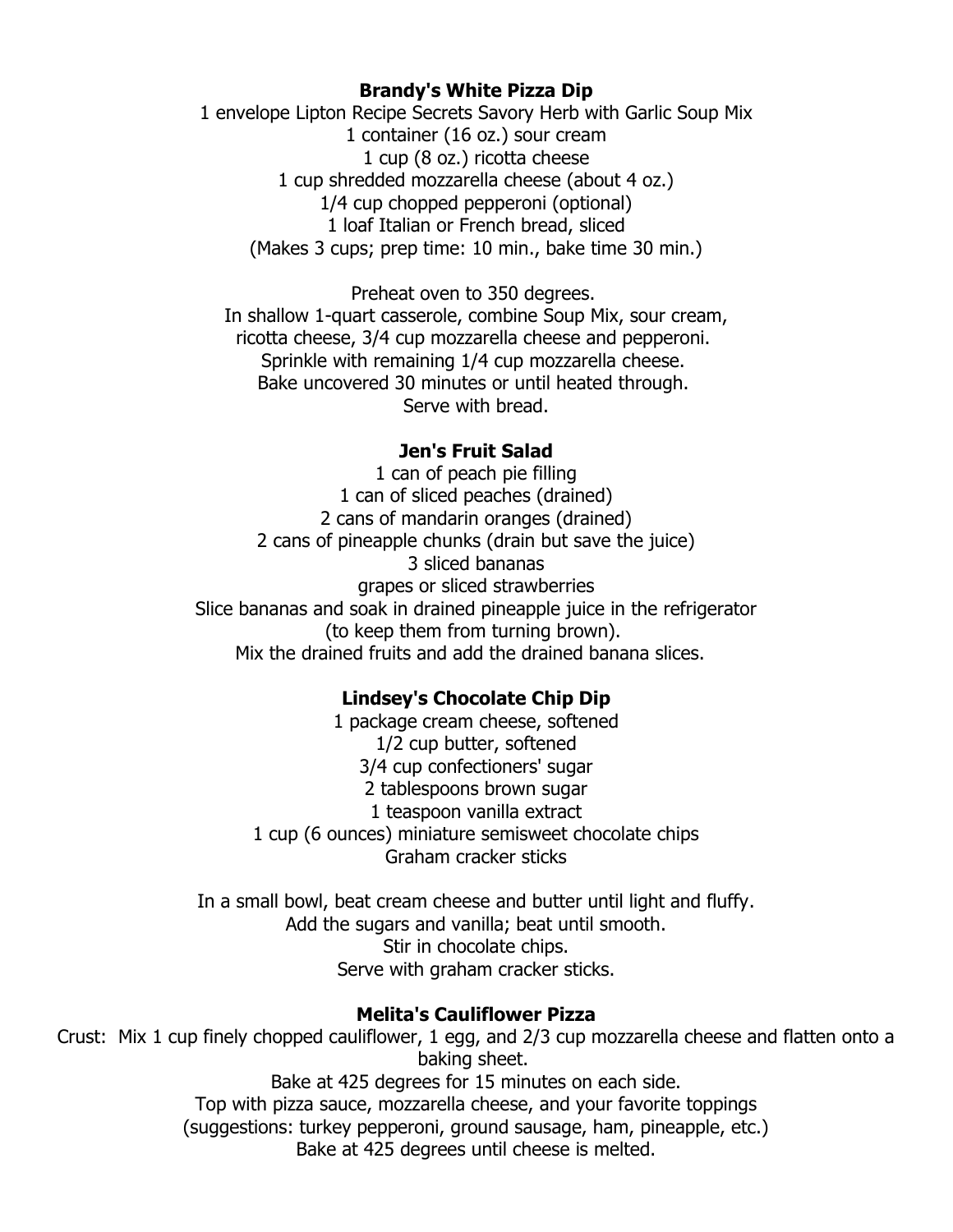## Brandy's White Pizza Dip

1 envelope Lipton Recipe Secrets Savory Herb with Garlic Soup Mix
1 container (16 oz.) sour cream
1 cup (8 oz.) ricotta cheese
1 cup shredded mozzarella cheese (about 4 oz.)
1/4 cup chopped pepperoni (optional)
1 loaf Italian or French bread, sliced
(Makes 3 cups; prep time: 10 min., bake time 30 min.)

Preheat oven to 350 degrees.
In shallow 1-quart casserole, combine Soup Mix, sour cream, ricotta cheese, 3/4 cup mozzarella cheese and pepperoni.
Sprinkle with remaining 1/4 cup mozzarella cheese.
Bake uncovered 30 minutes or until heated through.
Serve with bread.

## Jen's Fruit Salad

1 can of peach pie filling
1 can of sliced peaches (drained)
2 cans of mandarin oranges (drained)
2 cans of pineapple chunks (drain but save the juice)
3 sliced bananas
grapes or sliced strawberries
Slice bananas and soak in drained pineapple juice in the refrigerator (to keep them from turning brown).
Mix the drained fruits and add the drained banana slices.

## Lindsey's Chocolate Chip Dip

1 package cream cheese, softened
1/2 cup butter, softened
3/4 cup confectioners' sugar
2 tablespoons brown sugar
1 teaspoon vanilla extract
1 cup (6 ounces) miniature semisweet chocolate chips
Graham cracker sticks

In a small bowl, beat cream cheese and butter until light and fluffy.
Add the sugars and vanilla; beat until smooth.
Stir in chocolate chips.
Serve with graham cracker sticks.

## Melita's Cauliflower Pizza

Crust: Mix 1 cup finely chopped cauliflower, 1 egg, and 2/3 cup mozzarella cheese and flatten onto a baking sheet.
Bake at 425 degrees for 15 minutes on each side.
Top with pizza sauce, mozzarella cheese, and your favorite toppings (suggestions: turkey pepperoni, ground sausage, ham, pineapple, etc.)
Bake at 425 degrees until cheese is melted.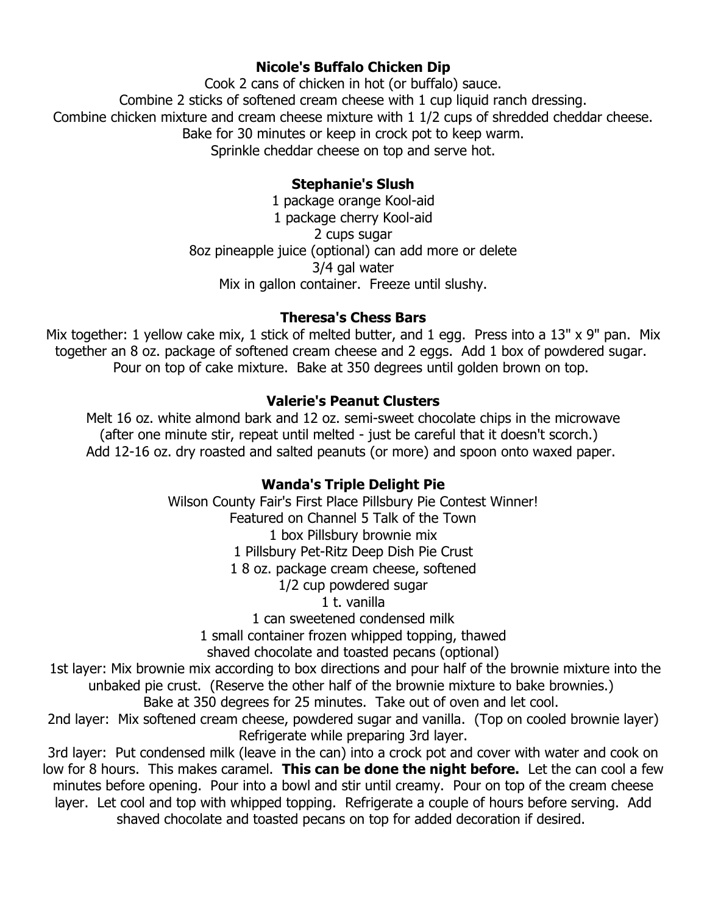### Nicole's Buffalo Chicken Dip

Cook 2 cans of chicken in hot (or buffalo) sauce.
Combine 2 sticks of softened cream cheese with 1 cup liquid ranch dressing.
Combine chicken mixture and cream cheese mixture with 1 1/2 cups of shredded cheddar cheese.
Bake for 30 minutes or keep in crock pot to keep warm.
Sprinkle cheddar cheese on top and serve hot.

### Stephanie's Slush

1 package orange Kool-aid
1 package cherry Kool-aid
2 cups sugar
8oz pineapple juice (optional) can add more or delete
3/4 gal water
Mix in gallon container. Freeze until slushy.

### Theresa's Chess Bars

Mix together: 1 yellow cake mix, 1 stick of melted butter, and 1 egg. Press into a 13" x 9" pan. Mix together an 8 oz. package of softened cream cheese and 2 eggs. Add 1 box of powdered sugar. Pour on top of cake mixture. Bake at 350 degrees until golden brown on top.

### Valerie's Peanut Clusters

Melt 16 oz. white almond bark and 12 oz. semi-sweet chocolate chips in the microwave (after one minute stir, repeat until melted - just be careful that it doesn't scorch.)
Add 12-16 oz. dry roasted and salted peanuts (or more) and spoon onto waxed paper.

### Wanda's Triple Delight Pie

Wilson County Fair's First Place Pillsbury Pie Contest Winner!
Featured on Channel 5 Talk of the Town
1 box Pillsbury brownie mix
1 Pillsbury Pet-Ritz Deep Dish Pie Crust
1 8 oz. package cream cheese, softened
1/2 cup powdered sugar
1 t. vanilla
1 can sweetened condensed milk
1 small container frozen whipped topping, thawed
shaved chocolate and toasted pecans (optional)

1st layer: Mix brownie mix according to box directions and pour half of the brownie mixture into the unbaked pie crust. (Reserve the other half of the brownie mixture to bake brownies.) Bake at 350 degrees for 25 minutes. Take out of oven and let cool.

2nd layer: Mix softened cream cheese, powdered sugar and vanilla. (Top on cooled brownie layer) Refrigerate while preparing 3rd layer.

3rd layer: Put condensed milk (leave in the can) into a crock pot and cover with water and cook on low for 8 hours. This makes caramel. **This can be done the night before.** Let the can cool a few minutes before opening. Pour into a bowl and stir until creamy. Pour on top of the cream cheese layer. Let cool and top with whipped topping. Refrigerate a couple of hours before serving. Add shaved chocolate and toasted pecans on top for added decoration if desired.